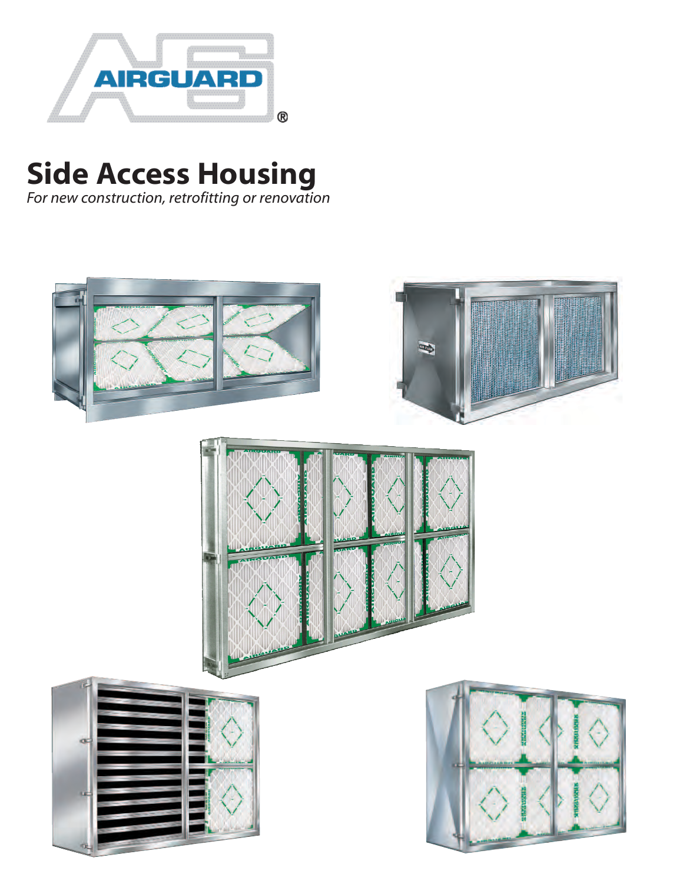# Side Access Housing

*For new construction, retrofitting or renovation*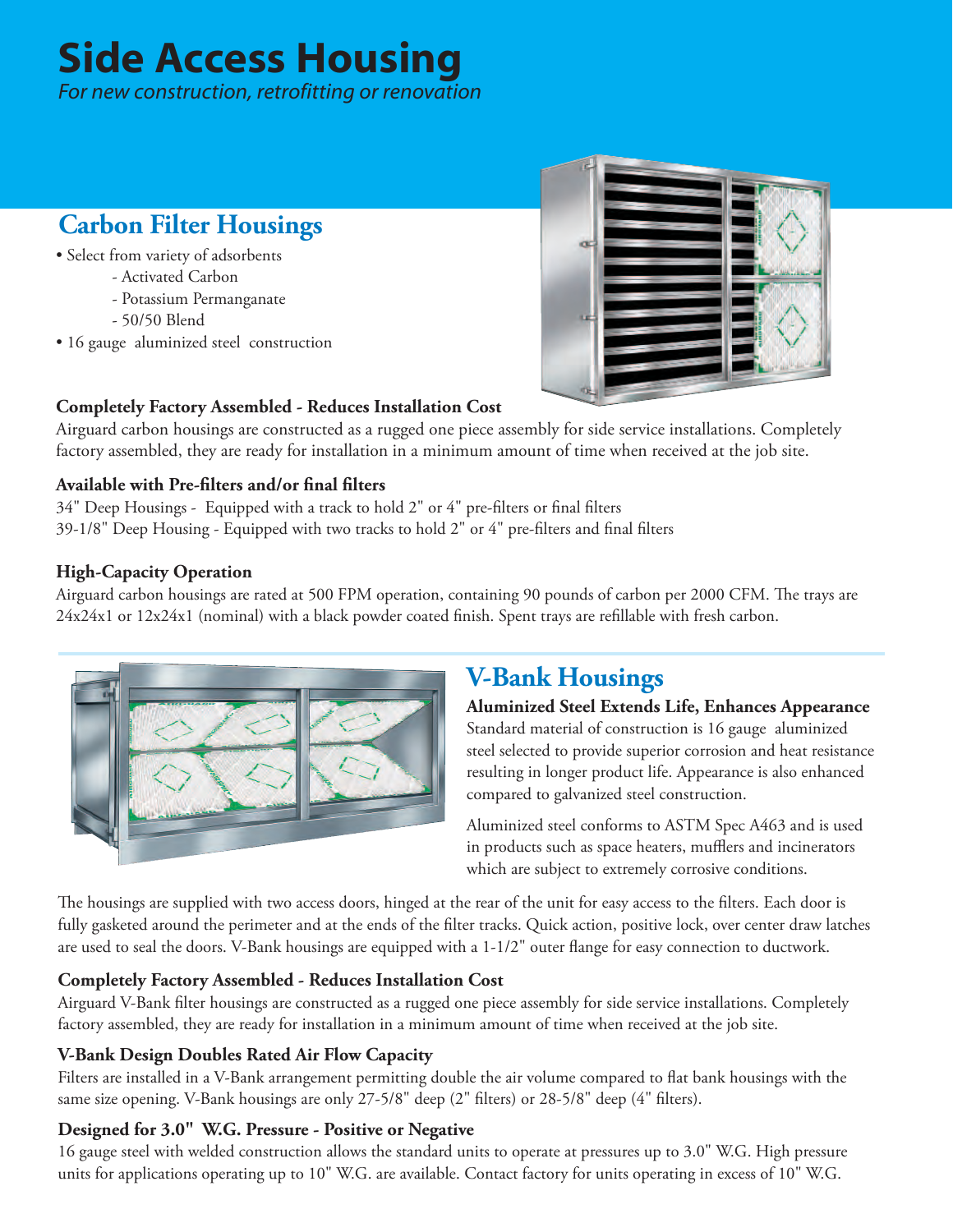# Side Access Housing

*For new construction, retrofitting or renovation*

## Carbon Filter Housings

- Select from variety of adsorbents
  - Activated Carbon
  - Potassium Permanganate
  - 50/50 Blend
- 16 gauge aluminized steel construction

### Completely Factory Assembled - Reduces Installation Cost

Airguard carbon housings are constructed as a rugged one piece assembly for side service installations. Completely factory assembled, they are ready for installation in a minimum amount of time when received at the job site.

### Available with Pre-filters and/or final filters

34" Deep Housings - Equipped with a track to hold 2" or 4" pre-filters or final filters

39-1/8" Deep Housing - Equipped with two tracks to hold 2" or 4" pre-filters and final filters

### High-Capacity Operation

Airguard carbon housings are rated at 500 FPM operation, containing 90 pounds of carbon per 2000 CFM. The trays are 24x24x1 or 12x24x1 (nominal) with a black powder coated finish. Spent trays are refillable with fresh carbon.

## V-Bank Housings

### Aluminized Steel Extends Life, Enhances Appearance

Standard material of construction is 16 gauge aluminized steel selected to provide superior corrosion and heat resistance resulting in longer product life. Appearance is also enhanced compared to galvanized steel construction.

Aluminized steel conforms to ASTM Spec A463 and is used in products such as space heaters, mufflers and incinerators which are subject to extremely corrosive conditions.

The housings are supplied with two access doors, hinged at the rear of the unit for easy access to the filters. Each door is fully gasketed around the perimeter and at the ends of the filter tracks. Quick action, positive lock, over center draw latches are used to seal the doors. V-Bank housings are equipped with a 1-1/2" outer flange for easy connection to ductwork.

### Completely Factory Assembled - Reduces Installation Cost

Airguard V-Bank filter housings are constructed as a rugged one piece assembly for side service installations. Completely factory assembled, they are ready for installation in a minimum amount of time when received at the job site.

### V-Bank Design Doubles Rated Air Flow Capacity

Filters are installed in a V-Bank arrangement permitting double the air volume compared to flat bank housings with the same size opening. V-Bank housings are only 27-5/8" deep (2" filters) or 28-5/8" deep (4" filters).

### Designed for 3.0" W.G. Pressure - Positive or Negative

16 gauge steel with welded construction allows the standard units to operate at pressures up to 3.0" W.G. High pressure units for applications operating up to 10" W.G. are available. Contact factory for units operating in excess of 10" W.G.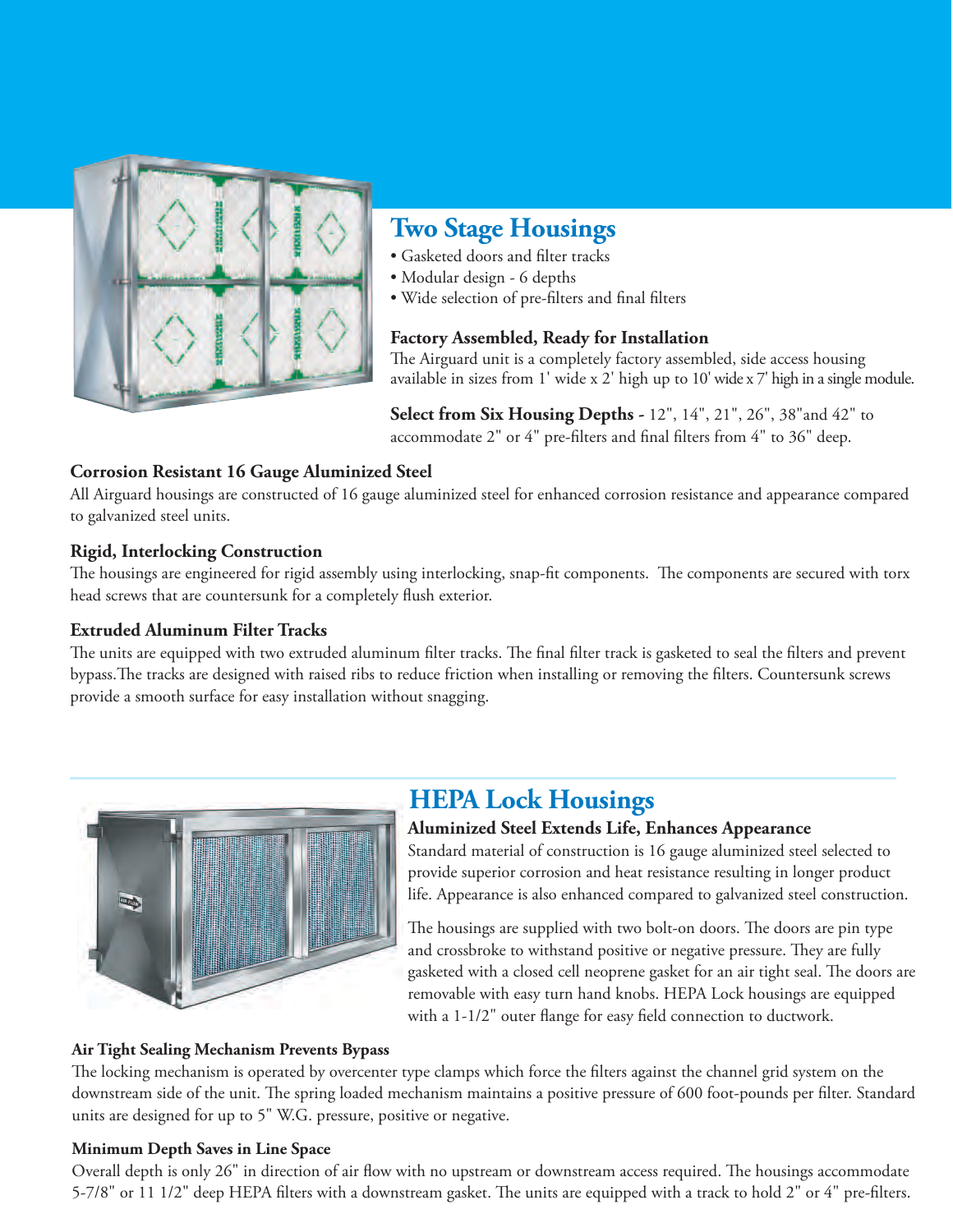## Two Stage Housings

- Gasketed doors and filter tracks
- Modular design - 6 depths
- Wide selection of pre-filters and final filters

### Factory Assembled, Ready for Installation

The Airguard unit is a completely factory assembled, side access housing available in sizes from 1' wide x 2' high up to 10' wide x 7' high in a single module.

**Select from Six Housing Depths -** 12", 14", 21", 26", 38"and 42" to accommodate 2" or 4" pre-filters and final filters from 4" to 36" deep.

### Corrosion Resistant 16 Gauge Aluminized Steel

All Airguard housings are constructed of 16 gauge aluminized steel for enhanced corrosion resistance and appearance compared to galvanized steel units.

### Rigid, Interlocking Construction

The housings are engineered for rigid assembly using interlocking, snap-fit components. The components are secured with torx head screws that are countersunk for a completely flush exterior.

### Extruded Aluminum Filter Tracks

The units are equipped with two extruded aluminum filter tracks. The final filter track is gasketed to seal the filters and prevent bypass.The tracks are designed with raised ribs to reduce friction when installing or removing the filters. Countersunk screws provide a smooth surface for easy installation without snagging.

## HEPA Lock Housings

### Aluminized Steel Extends Life, Enhances Appearance

Standard material of construction is 16 gauge aluminized steel selected to provide superior corrosion and heat resistance resulting in longer product life. Appearance is also enhanced compared to galvanized steel construction.

The housings are supplied with two bolt-on doors. The doors are pin type and crossbroke to withstand positive or negative pressure. They are fully gasketed with a closed cell neoprene gasket for an air tight seal. The doors are removable with easy turn hand knobs. HEPA Lock housings are equipped with a 1-1/2" outer flange for easy field connection to ductwork.

### Air Tight Sealing Mechanism Prevents Bypass

The locking mechanism is operated by overcenter type clamps which force the filters against the channel grid system on the downstream side of the unit. The spring loaded mechanism maintains a positive pressure of 600 foot-pounds per filter. Standard units are designed for up to 5" W.G. pressure, positive or negative.

### Minimum Depth Saves in Line Space

Overall depth is only 26" in direction of air flow with no upstream or downstream access required. The housings accommodate 5-7/8" or 11 1/2" deep HEPA filters with a downstream gasket. The units are equipped with a track to hold 2" or 4" pre-filters.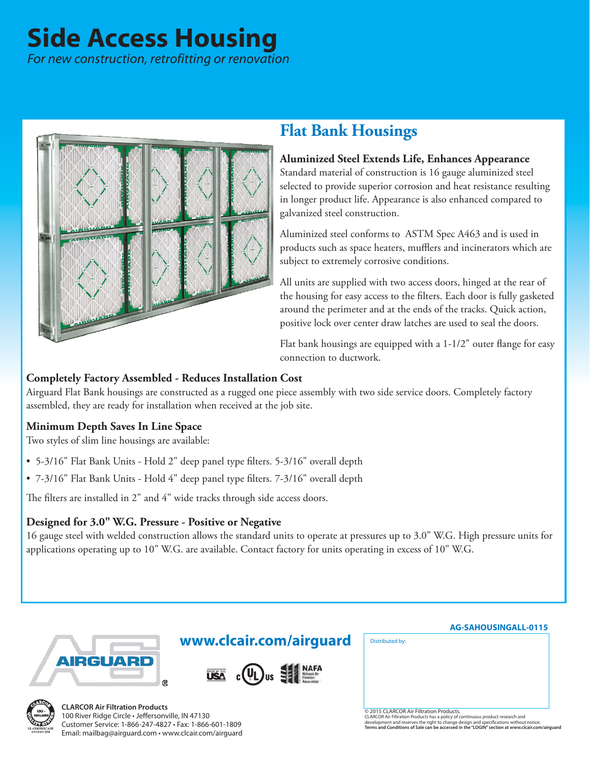# Side Access Housing

*For new construction, retrofitting or renovation*

## Flat Bank Housings

### Aluminized Steel Extends Life, Enhances Appearance

Standard material of construction is 16 gauge aluminized steel selected to provide superior corrosion and heat resistance resulting in longer product life. Appearance is also enhanced compared to galvanized steel construction.

Aluminized steel conforms to ASTM Spec A463 and is used in products such as space heaters, mufflers and incinerators which are subject to extremely corrosive conditions.

All units are supplied with two access doors, hinged at the rear of the housing for easy access to the filters. Each door is fully gasketed around the perimeter and at the ends of the tracks. Quick action, positive lock over center draw latches are used to seal the doors.

Flat bank housings are equipped with a 1-1/2" outer flange for easy connection to ductwork.

### Completely Factory Assembled - Reduces Installation Cost

Airguard Flat Bank housings are constructed as a rugged one piece assembly with two side service doors. Completely factory assembled, they are ready for installation when received at the job site.

### Minimum Depth Saves In Line Space

Two styles of slim line housings are available:

- 5-3/16" Flat Bank Units - Hold 2" deep panel type filters. 5-3/16" overall depth
- 7-3/16" Flat Bank Units - Hold 4" deep panel type filters. 7-3/16" overall depth

The filters are installed in 2" and 4" wide tracks through side access doors.

### Designed for 3.0" W.G. Pressure - Positive or Negative

16 gauge steel with welded construction allows the standard units to operate at pressures up to 3.0" W.G. High pressure units for applications operating up to 10" W.G. are available. Contact factory for units operating in excess of 10" W.G.

AG-SAHOUSINGALL-0115

AIRGUARD®

**www.clcair.com/airguard**

Distributed by:

**CLARCOR Air Filtration Products**
100 River Ridge Circle • Jeffersonville, IN 47130
Customer Service: 1-866-247-4827 • Fax: 1-866-601-1809
Email: mailbag@airguard.com • www.clcair.com/airguard

© 2015 CLARCOR Air Filtration Products.
CLARCOR Air Filtration Products has a policy of continuous product research and development and reserves the right to change design and specifications without notice.
**Terms and Conditions of Sale can be accessed in the "LOGIN" section at www.clcair.com/airguard**